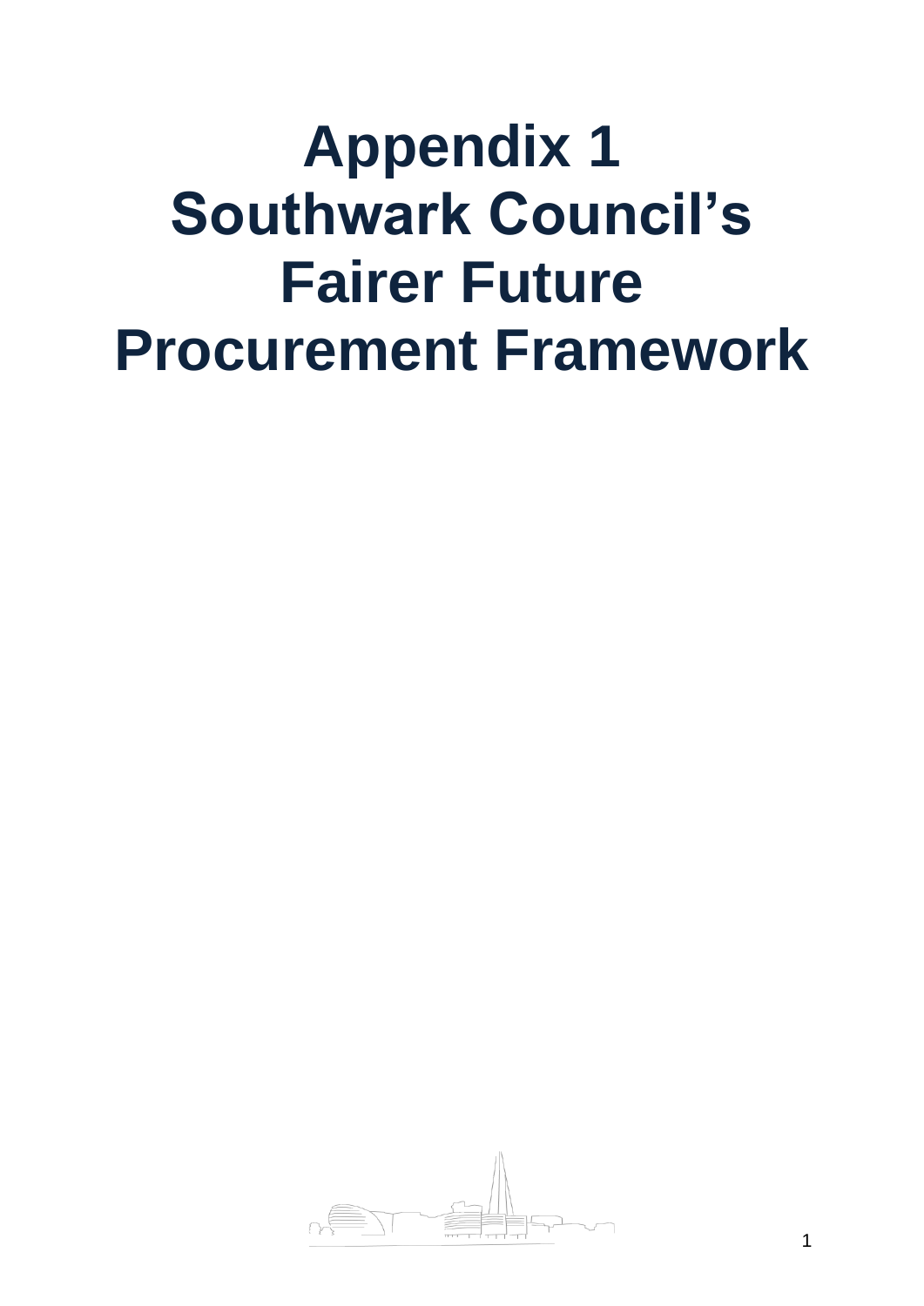# Appendix 1
# Southwark Council's Fairer Future Procurement Framework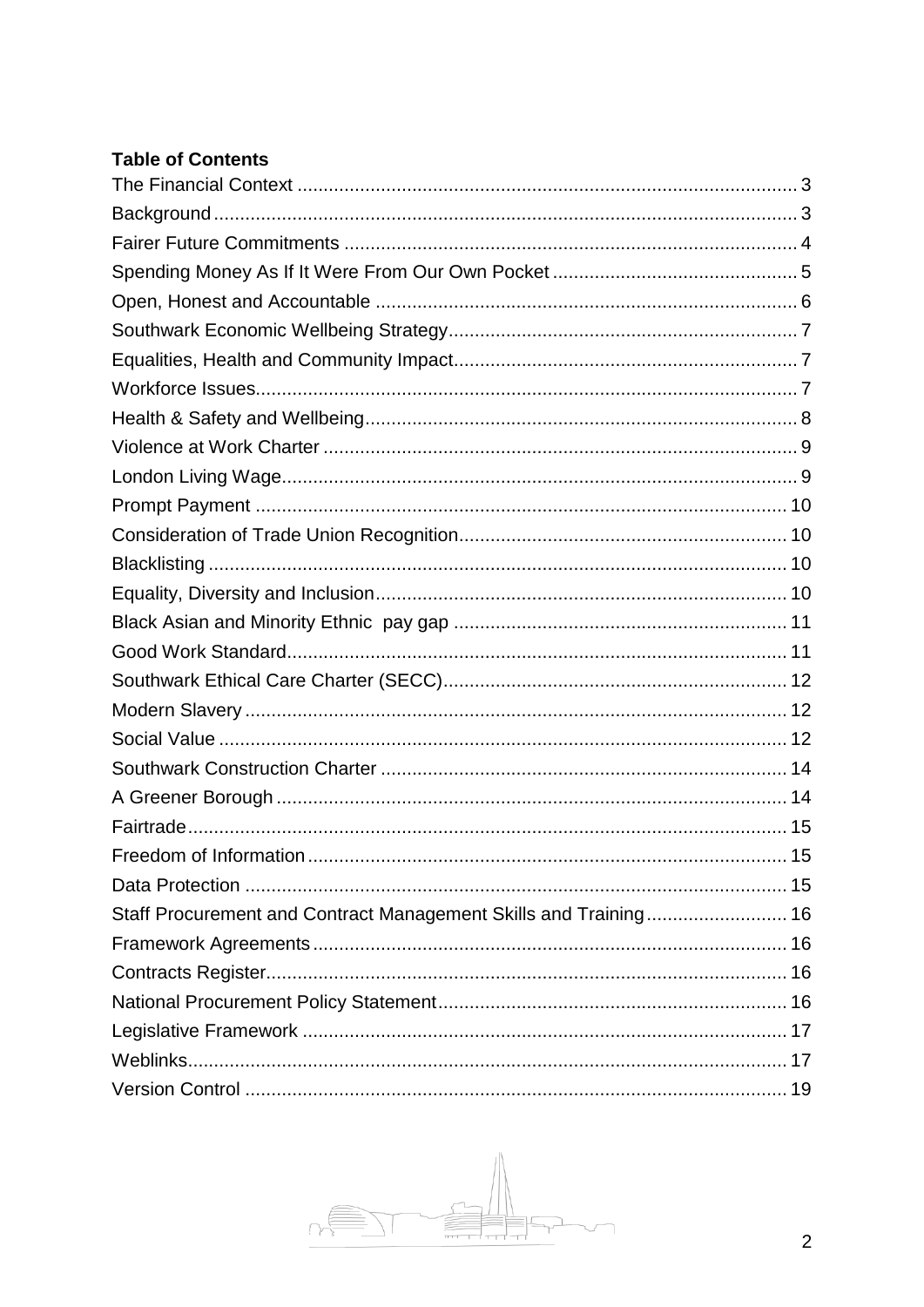**Table of Contents**

The Financial Context ... 3
Background ... 3
Fairer Future Commitments ... 4
Spending Money As If It Were From Our Own Pocket ... 5
Open, Honest and Accountable ... 6
Southwark Economic Wellbeing Strategy ... 7
Equalities, Health and Community Impact ... 7
Workforce Issues ... 7
Health & Safety and Wellbeing ... 8
Violence at Work Charter ... 9
London Living Wage ... 9
Prompt Payment ... 10
Consideration of Trade Union Recognition ... 10
Blacklisting ... 10
Equality, Diversity and Inclusion ... 10
Black Asian and Minority Ethnic pay gap ... 11
Good Work Standard ... 11
Southwark Ethical Care Charter (SECC) ... 12
Modern Slavery ... 12
Social Value ... 12
Southwark Construction Charter ... 14
A Greener Borough ... 14
Fairtrade ... 15
Freedom of Information ... 15
Data Protection ... 15
Staff Procurement and Contract Management Skills and Training ... 16
Framework Agreements ... 16
Contracts Register ... 16
National Procurement Policy Statement ... 16
Legislative Framework ... 17
Weblinks ... 17
Version Control ... 19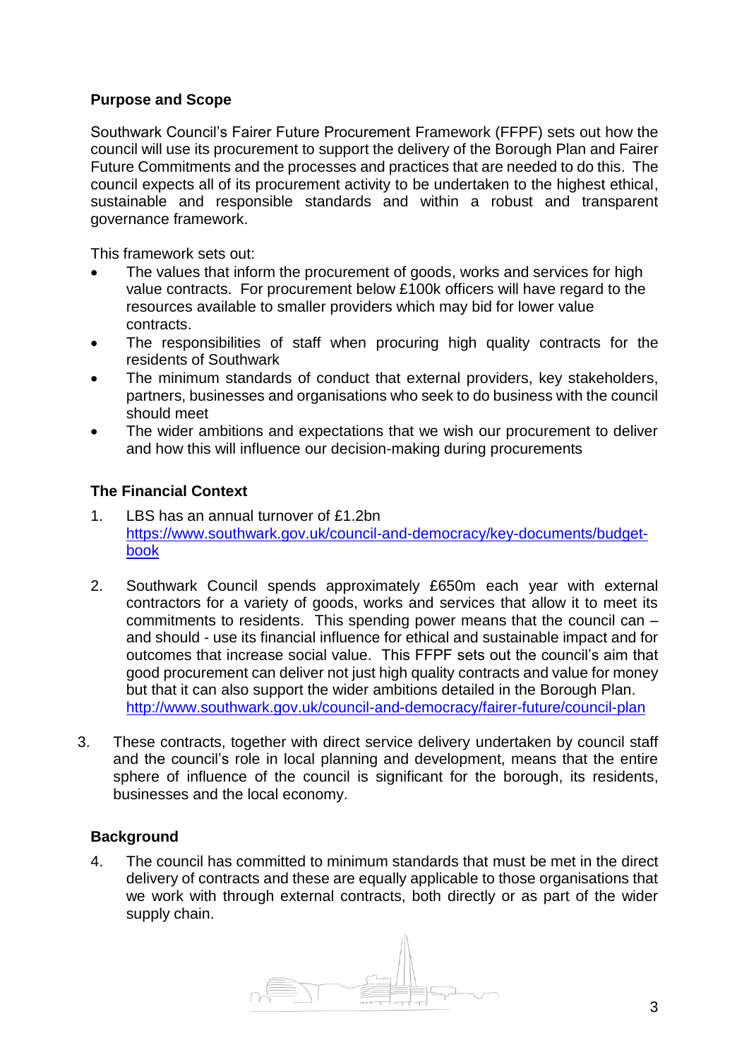**Purpose and Scope**

Southwark Council's Fairer Future Procurement Framework (FFPF) sets out how the council will use its procurement to support the delivery of the Borough Plan and Fairer Future Commitments and the processes and practices that are needed to do this. The council expects all of its procurement activity to be undertaken to the highest ethical, sustainable and responsible standards and within a robust and transparent governance framework.

This framework sets out:

- The values that inform the procurement of goods, works and services for high value contracts. For procurement below £100k officers will have regard to the resources available to smaller providers which may bid for lower value contracts.
- The responsibilities of staff when procuring high quality contracts for the residents of Southwark
- The minimum standards of conduct that external providers, key stakeholders, partners, businesses and organisations who seek to do business with the council should meet
- The wider ambitions and expectations that we wish our procurement to deliver and how this will influence our decision-making during procurements

**The Financial Context**

1. LBS has an annual turnover of £1.2bn https://www.southwark.gov.uk/council-and-democracy/key-documents/budget-book

2. Southwark Council spends approximately £650m each year with external contractors for a variety of goods, works and services that allow it to meet its commitments to residents. This spending power means that the council can – and should - use its financial influence for ethical and sustainable impact and for outcomes that increase social value. This FFPF sets out the council's aim that good procurement can deliver not just high quality contracts and value for money but that it can also support the wider ambitions detailed in the Borough Plan. http://www.southwark.gov.uk/council-and-democracy/fairer-future/council-plan

3. These contracts, together with direct service delivery undertaken by council staff and the council's role in local planning and development, means that the entire sphere of influence of the council is significant for the borough, its residents, businesses and the local economy.

**Background**

4. The council has committed to minimum standards that must be met in the direct delivery of contracts and these are equally applicable to those organisations that we work with through external contracts, both directly or as part of the wider supply chain.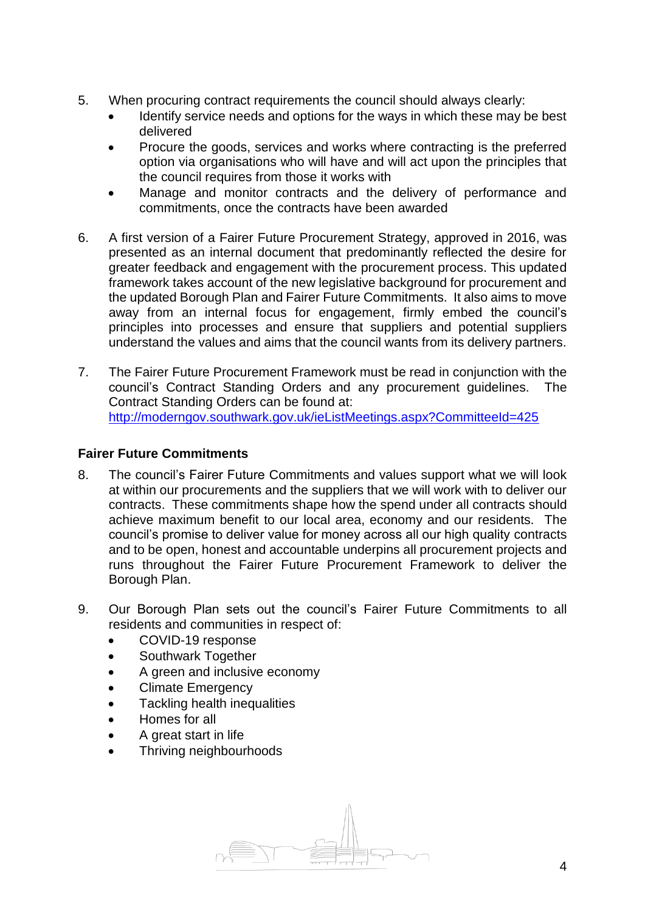5. When procuring contract requirements the council should always clearly:
    - Identify service needs and options for the ways in which these may be best delivered
    - Procure the goods, services and works where contracting is the preferred option via organisations who will have and will act upon the principles that the council requires from those it works with
    - Manage and monitor contracts and the delivery of performance and commitments, once the contracts have been awarded

6. A first version of a Fairer Future Procurement Strategy, approved in 2016, was presented as an internal document that predominantly reflected the desire for greater feedback and engagement with the procurement process. This updated framework takes account of the new legislative background for procurement and the updated Borough Plan and Fairer Future Commitments. It also aims to move away from an internal focus for engagement, firmly embed the council's principles into processes and ensure that suppliers and potential suppliers understand the values and aims that the council wants from its delivery partners.

7. The Fairer Future Procurement Framework must be read in conjunction with the council's Contract Standing Orders and any procurement guidelines. The Contract Standing Orders can be found at: [http://moderngov.southwark.gov.uk/ieListMeetings.aspx?CommitteeId=425](http://moderngov.southwark.gov.uk/ieListMeetings.aspx?CommitteeId=425)

**Fairer Future Commitments**

8. The council's Fairer Future Commitments and values support what we will look at within our procurements and the suppliers that we will work with to deliver our contracts. These commitments shape how the spend under all contracts should achieve maximum benefit to our local area, economy and our residents. The council's promise to deliver value for money across all our high quality contracts and to be open, honest and accountable underpins all procurement projects and runs throughout the Fairer Future Procurement Framework to deliver the Borough Plan.

9. Our Borough Plan sets out the council's Fairer Future Commitments to all residents and communities in respect of:
    - COVID-19 response
    - Southwark Together
    - A green and inclusive economy
    - Climate Emergency
    - Tackling health inequalities
    - Homes for all
    - A great start in life
    - Thriving neighbourhoods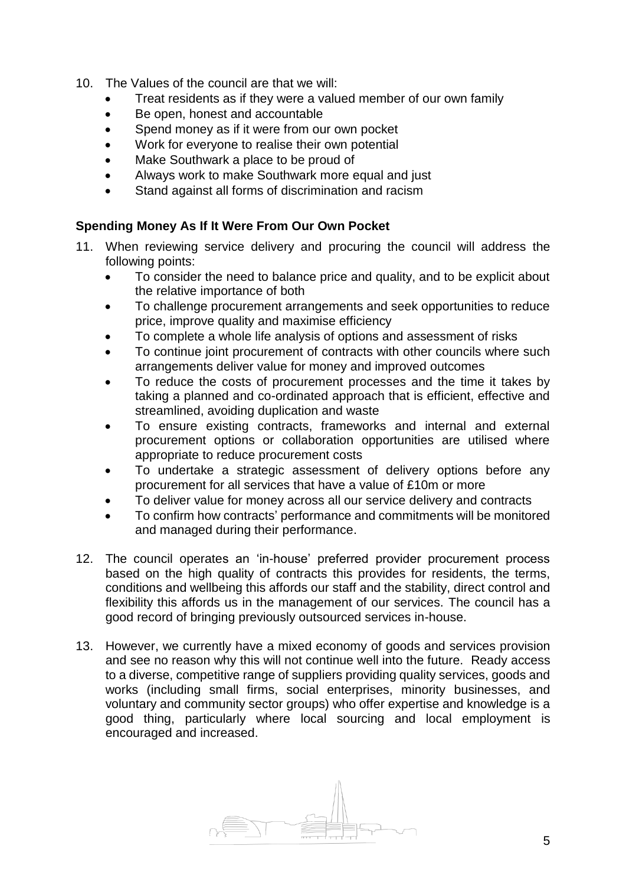10. The Values of the council are that we will:
    - Treat residents as if they were a valued member of our own family
    - Be open, honest and accountable
    - Spend money as if it were from our own pocket
    - Work for everyone to realise their own potential
    - Make Southwark a place to be proud of
    - Always work to make Southwark more equal and just
    - Stand against all forms of discrimination and racism

### Spending Money As If It Were From Our Own Pocket

11. When reviewing service delivery and procuring the council will address the following points:
    - To consider the need to balance price and quality, and to be explicit about the relative importance of both
    - To challenge procurement arrangements and seek opportunities to reduce price, improve quality and maximise efficiency
    - To complete a whole life analysis of options and assessment of risks
    - To continue joint procurement of contracts with other councils where such arrangements deliver value for money and improved outcomes
    - To reduce the costs of procurement processes and the time it takes by taking a planned and co-ordinated approach that is efficient, effective and streamlined, avoiding duplication and waste
    - To ensure existing contracts, frameworks and internal and external procurement options or collaboration opportunities are utilised where appropriate to reduce procurement costs
    - To undertake a strategic assessment of delivery options before any procurement for all services that have a value of £10m or more
    - To deliver value for money across all our service delivery and contracts
    - To confirm how contracts' performance and commitments will be monitored and managed during their performance.

12. The council operates an 'in-house' preferred provider procurement process based on the high quality of contracts this provides for residents, the terms, conditions and wellbeing this affords our staff and the stability, direct control and flexibility this affords us in the management of our services. The council has a good record of bringing previously outsourced services in-house.

13. However, we currently have a mixed economy of goods and services provision and see no reason why this will not continue well into the future. Ready access to a diverse, competitive range of suppliers providing quality services, goods and works (including small firms, social enterprises, minority businesses, and voluntary and community sector groups) who offer expertise and knowledge is a good thing, particularly where local sourcing and local employment is encouraged and increased.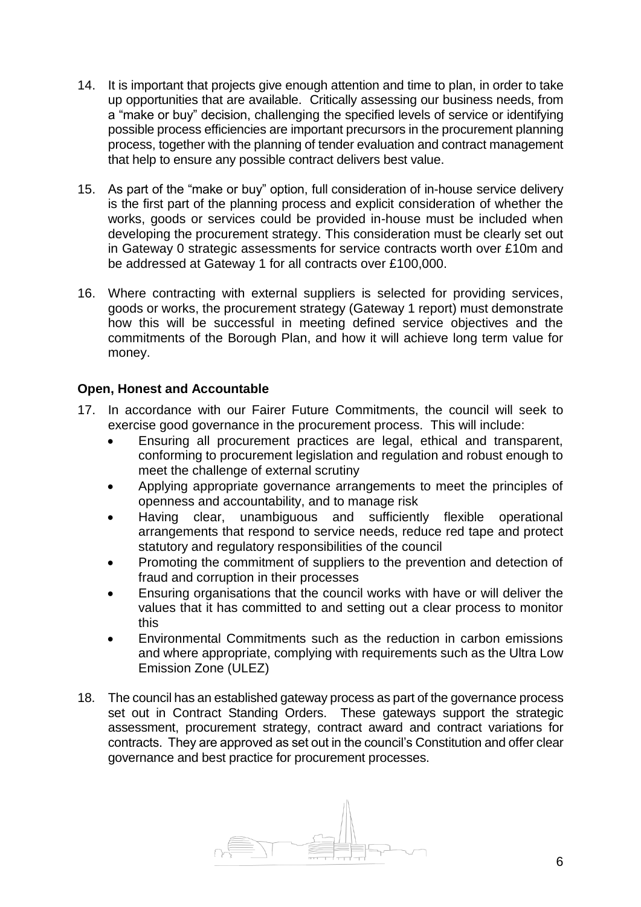14. It is important that projects give enough attention and time to plan, in order to take up opportunities that are available. Critically assessing our business needs, from a "make or buy" decision, challenging the specified levels of service or identifying possible process efficiencies are important precursors in the procurement planning process, together with the planning of tender evaluation and contract management that help to ensure any possible contract delivers best value.

15. As part of the "make or buy" option, full consideration of in-house service delivery is the first part of the planning process and explicit consideration of whether the works, goods or services could be provided in-house must be included when developing the procurement strategy. This consideration must be clearly set out in Gateway 0 strategic assessments for service contracts worth over £10m and be addressed at Gateway 1 for all contracts over £100,000.

16. Where contracting with external suppliers is selected for providing services, goods or works, the procurement strategy (Gateway 1 report) must demonstrate how this will be successful in meeting defined service objectives and the commitments of the Borough Plan, and how it will achieve long term value for money.

**Open, Honest and Accountable**

17. In accordance with our Fairer Future Commitments, the council will seek to exercise good governance in the procurement process. This will include:
    - Ensuring all procurement practices are legal, ethical and transparent, conforming to procurement legislation and regulation and robust enough to meet the challenge of external scrutiny
    - Applying appropriate governance arrangements to meet the principles of openness and accountability, and to manage risk
    - Having clear, unambiguous and sufficiently flexible operational arrangements that respond to service needs, reduce red tape and protect statutory and regulatory responsibilities of the council
    - Promoting the commitment of suppliers to the prevention and detection of fraud and corruption in their processes
    - Ensuring organisations that the council works with have or will deliver the values that it has committed to and setting out a clear process to monitor this
    - Environmental Commitments such as the reduction in carbon emissions and where appropriate, complying with requirements such as the Ultra Low Emission Zone (ULEZ)

18. The council has an established gateway process as part of the governance process set out in Contract Standing Orders. These gateways support the strategic assessment, procurement strategy, contract award and contract variations for contracts. They are approved as set out in the council's Constitution and offer clear governance and best practice for procurement processes.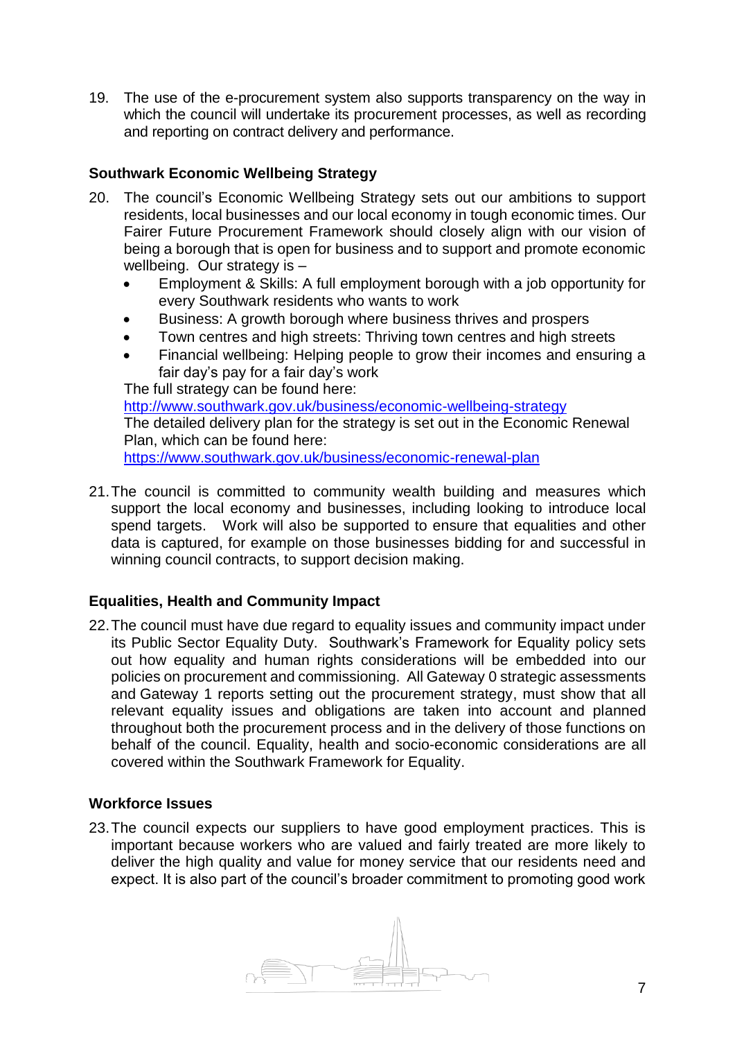19. The use of the e-procurement system also supports transparency on the way in which the council will undertake its procurement processes, as well as recording and reporting on contract delivery and performance.

**Southwark Economic Wellbeing Strategy**

20. The council's Economic Wellbeing Strategy sets out our ambitions to support residents, local businesses and our local economy in tough economic times. Our Fairer Future Procurement Framework should closely align with our vision of being a borough that is open for business and to support and promote economic wellbeing. Our strategy is –
    - Employment & Skills: A full employment borough with a job opportunity for every Southwark residents who wants to work
    - Business: A growth borough where business thrives and prospers
    - Town centres and high streets: Thriving town centres and high streets
    - Financial wellbeing: Helping people to grow their incomes and ensuring a fair day's pay for a fair day's work

    The full strategy can be found here: [http://www.southwark.gov.uk/business/economic-wellbeing-strategy](http://www.southwark.gov.uk/business/economic-wellbeing-strategy)
    The detailed delivery plan for the strategy is set out in the Economic Renewal Plan, which can be found here: [https://www.southwark.gov.uk/business/economic-renewal-plan](https://www.southwark.gov.uk/business/economic-renewal-plan)

21. The council is committed to community wealth building and measures which support the local economy and businesses, including looking to introduce local spend targets. Work will also be supported to ensure that equalities and other data is captured, for example on those businesses bidding for and successful in winning council contracts, to support decision making.

**Equalities, Health and Community Impact**

22. The council must have due regard to equality issues and community impact under its Public Sector Equality Duty. Southwark's Framework for Equality policy sets out how equality and human rights considerations will be embedded into our policies on procurement and commissioning. All Gateway 0 strategic assessments and Gateway 1 reports setting out the procurement strategy, must show that all relevant equality issues and obligations are taken into account and planned throughout both the procurement process and in the delivery of those functions on behalf of the council. Equality, health and socio-economic considerations are all covered within the Southwark Framework for Equality.

**Workforce Issues**

23. The council expects our suppliers to have good employment practices. This is important because workers who are valued and fairly treated are more likely to deliver the high quality and value for money service that our residents need and expect. It is also part of the council's broader commitment to promoting good work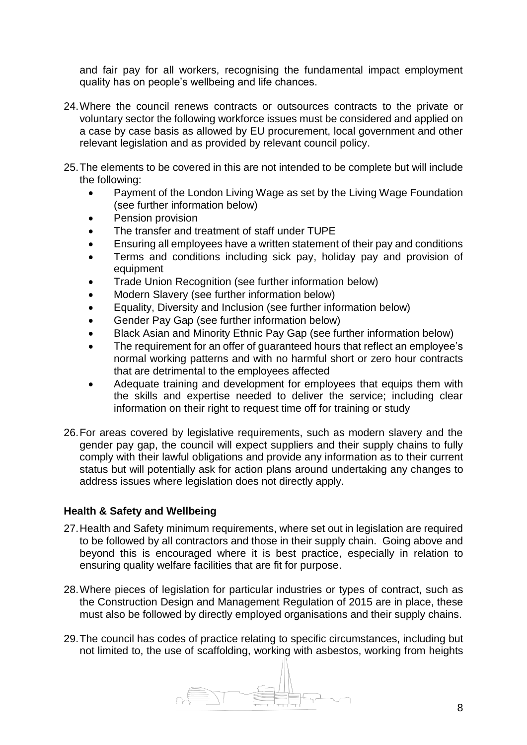and fair pay for all workers, recognising the fundamental impact employment quality has on people's wellbeing and life chances.

24. Where the council renews contracts or outsources contracts to the private or voluntary sector the following workforce issues must be considered and applied on a case by case basis as allowed by EU procurement, local government and other relevant legislation and as provided by relevant council policy.

25. The elements to be covered in this are not intended to be complete but will include the following:
    - Payment of the London Living Wage as set by the Living Wage Foundation (see further information below)
    - Pension provision
    - The transfer and treatment of staff under TUPE
    - Ensuring all employees have a written statement of their pay and conditions
    - Terms and conditions including sick pay, holiday pay and provision of equipment
    - Trade Union Recognition (see further information below)
    - Modern Slavery (see further information below)
    - Equality, Diversity and Inclusion (see further information below)
    - Gender Pay Gap (see further information below)
    - Black Asian and Minority Ethnic Pay Gap (see further information below)
    - The requirement for an offer of guaranteed hours that reflect an employee's normal working patterns and with no harmful short or zero hour contracts that are detrimental to the employees affected
    - Adequate training and development for employees that equips them with the skills and expertise needed to deliver the service; including clear information on their right to request time off for training or study

26. For areas covered by legislative requirements, such as modern slavery and the gender pay gap, the council will expect suppliers and their supply chains to fully comply with their lawful obligations and provide any information as to their current status but will potentially ask for action plans around undertaking any changes to address issues where legislation does not directly apply.

**Health & Safety and Wellbeing**

27. Health and Safety minimum requirements, where set out in legislation are required to be followed by all contractors and those in their supply chain. Going above and beyond this is encouraged where it is best practice, especially in relation to ensuring quality welfare facilities that are fit for purpose.

28. Where pieces of legislation for particular industries or types of contract, such as the Construction Design and Management Regulation of 2015 are in place, these must also be followed by directly employed organisations and their supply chains.

29. The council has codes of practice relating to specific circumstances, including but not limited to, the use of scaffolding, working with asbestos, working from heights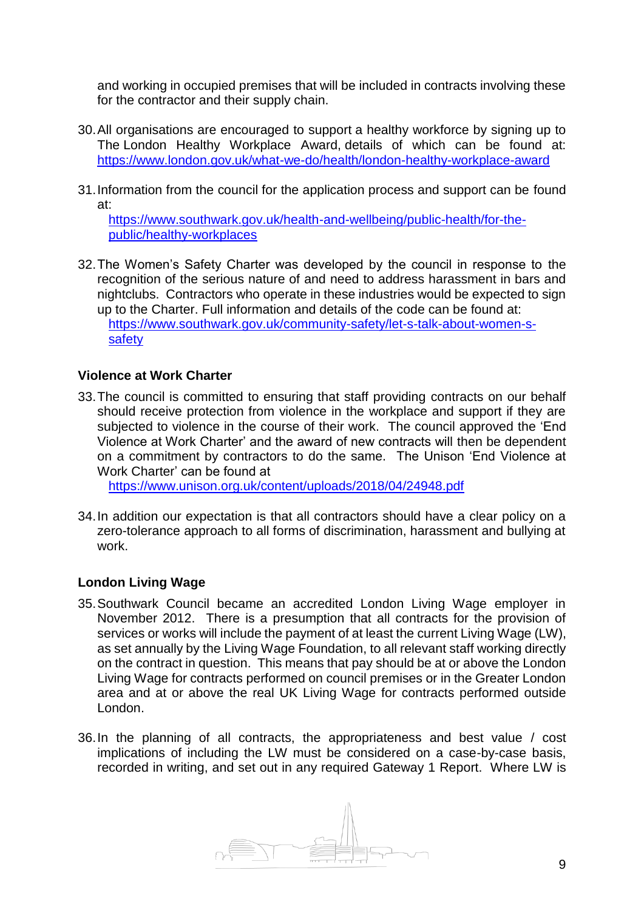and working in occupied premises that will be included in contracts involving these for the contractor and their supply chain.

30. All organisations are encouraged to support a healthy workforce by signing up to The London Healthy Workplace Award, details of which can be found at: [https://www.london.gov.uk/what-we-do/health/london-healthy-workplace-award](https://www.london.gov.uk/what-we-do/health/london-healthy-workplace-award)

31. Information from the council for the application process and support can be found at:
[https://www.southwark.gov.uk/health-and-wellbeing/public-health/for-the-public/healthy-workplaces](https://www.southwark.gov.uk/health-and-wellbeing/public-health/for-the-public/healthy-workplaces)

32. The Women's Safety Charter was developed by the council in response to the recognition of the serious nature of and need to address harassment in bars and nightclubs. Contractors who operate in these industries would be expected to sign up to the Charter. Full information and details of the code can be found at:
[https://www.southwark.gov.uk/community-safety/let-s-talk-about-women-s-safety](https://www.southwark.gov.uk/community-safety/let-s-talk-about-women-s-safety)

### Violence at Work Charter

33. The council is committed to ensuring that staff providing contracts on our behalf should receive protection from violence in the workplace and support if they are subjected to violence in the course of their work. The council approved the 'End Violence at Work Charter' and the award of new contracts will then be dependent on a commitment by contractors to do the same. The Unison 'End Violence at Work Charter' can be found at
[https://www.unison.org.uk/content/uploads/2018/04/24948.pdf](https://www.unison.org.uk/content/uploads/2018/04/24948.pdf)

34. In addition our expectation is that all contractors should have a clear policy on a zero-tolerance approach to all forms of discrimination, harassment and bullying at work.

### London Living Wage

35. Southwark Council became an accredited London Living Wage employer in November 2012. There is a presumption that all contracts for the provision of services or works will include the payment of at least the current Living Wage (LW), as set annually by the Living Wage Foundation, to all relevant staff working directly on the contract in question. This means that pay should be at or above the London Living Wage for contracts performed on council premises or in the Greater London area and at or above the real UK Living Wage for contracts performed outside London.

36. In the planning of all contracts, the appropriateness and best value / cost implications of including the LW must be considered on a case-by-case basis, recorded in writing, and set out in any required Gateway 1 Report. Where LW is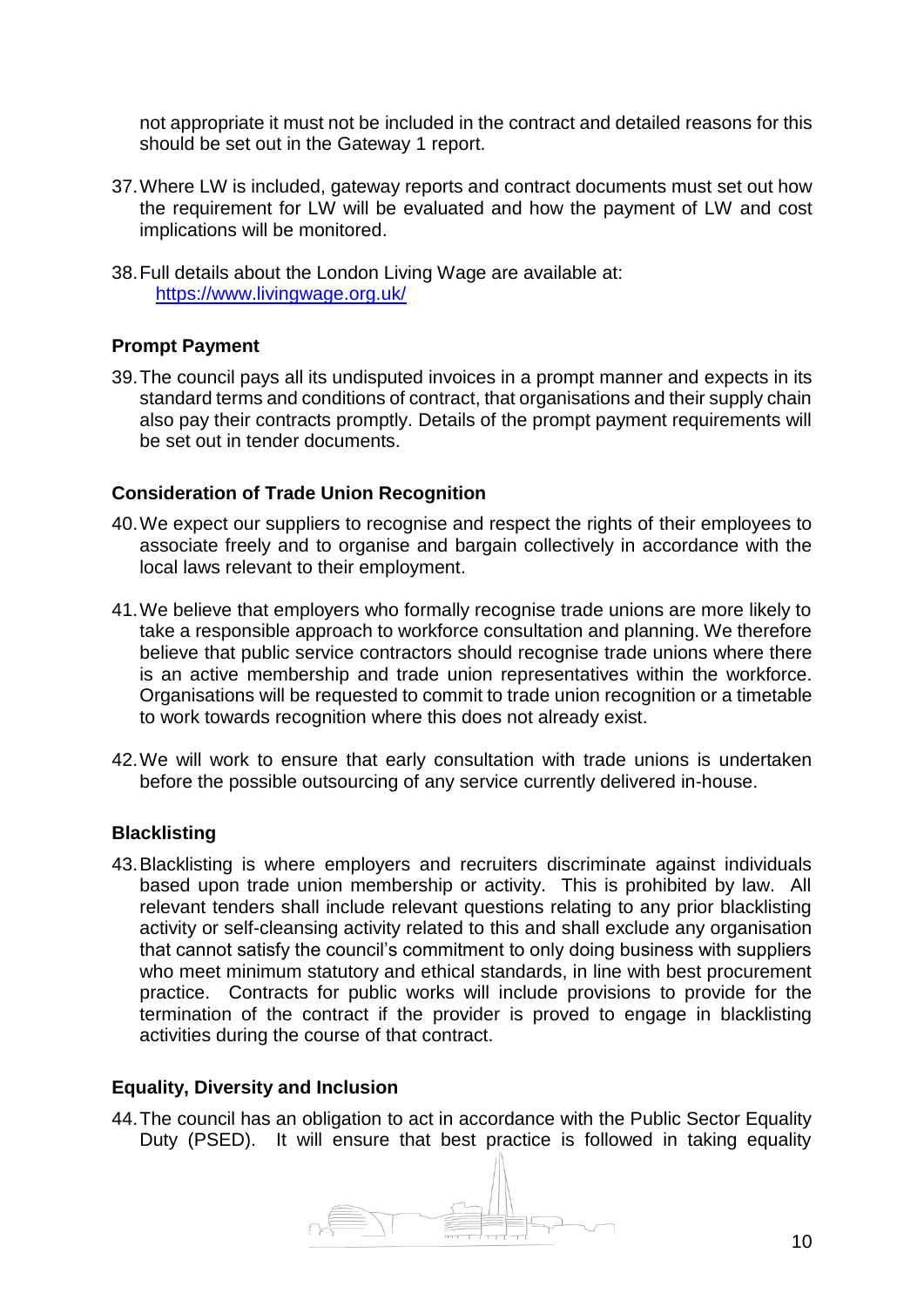not appropriate it must not be included in the contract and detailed reasons for this should be set out in the Gateway 1 report.

37. Where LW is included, gateway reports and contract documents must set out how the requirement for LW will be evaluated and how the payment of LW and cost implications will be monitored.

38. Full details about the London Living Wage are available at: https://www.livingwage.org.uk/

### Prompt Payment

39. The council pays all its undisputed invoices in a prompt manner and expects in its standard terms and conditions of contract, that organisations and their supply chain also pay their contracts promptly. Details of the prompt payment requirements will be set out in tender documents.

### Consideration of Trade Union Recognition

40. We expect our suppliers to recognise and respect the rights of their employees to associate freely and to organise and bargain collectively in accordance with the local laws relevant to their employment.

41. We believe that employers who formally recognise trade unions are more likely to take a responsible approach to workforce consultation and planning. We therefore believe that public service contractors should recognise trade unions where there is an active membership and trade union representatives within the workforce. Organisations will be requested to commit to trade union recognition or a timetable to work towards recognition where this does not already exist.

42. We will work to ensure that early consultation with trade unions is undertaken before the possible outsourcing of any service currently delivered in-house.

### Blacklisting

43. Blacklisting is where employers and recruiters discriminate against individuals based upon trade union membership or activity. This is prohibited by law. All relevant tenders shall include relevant questions relating to any prior blacklisting activity or self-cleansing activity related to this and shall exclude any organisation that cannot satisfy the council's commitment to only doing business with suppliers who meet minimum statutory and ethical standards, in line with best procurement practice. Contracts for public works will include provisions to provide for the termination of the contract if the provider is proved to engage in blacklisting activities during the course of that contract.

### Equality, Diversity and Inclusion

44. The council has an obligation to act in accordance with the Public Sector Equality Duty (PSED). It will ensure that best practice is followed in taking equality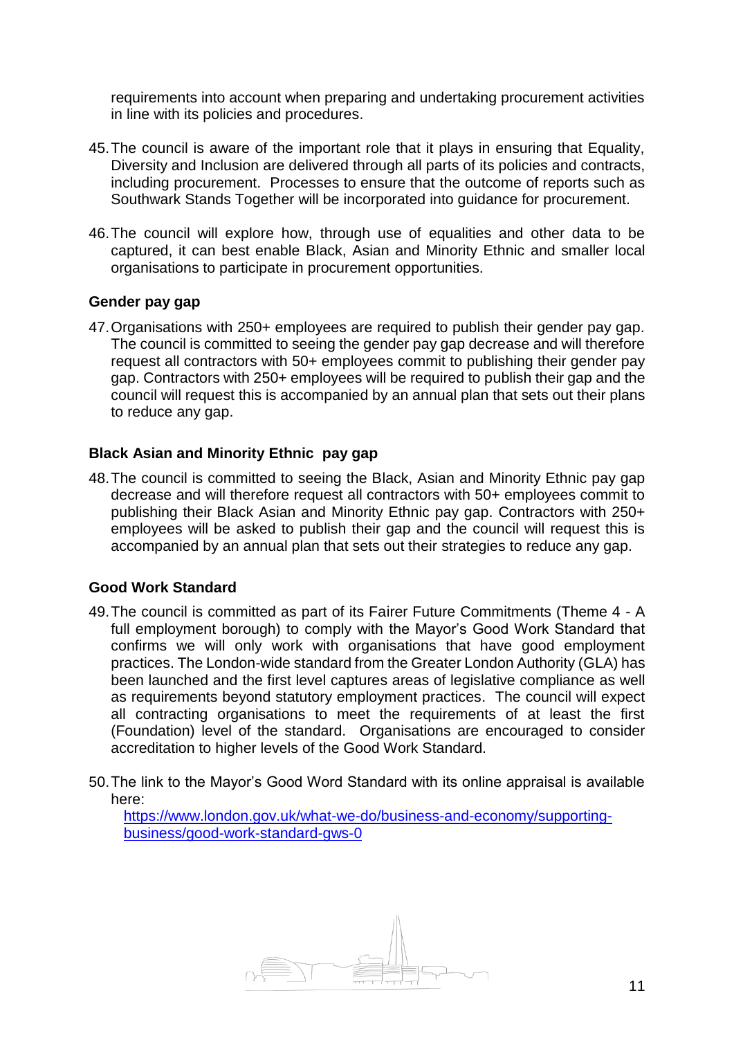requirements into account when preparing and undertaking procurement activities in line with its policies and procedures.

45. The council is aware of the important role that it plays in ensuring that Equality, Diversity and Inclusion are delivered through all parts of its policies and contracts, including procurement. Processes to ensure that the outcome of reports such as Southwark Stands Together will be incorporated into guidance for procurement.

46. The council will explore how, through use of equalities and other data to be captured, it can best enable Black, Asian and Minority Ethnic and smaller local organisations to participate in procurement opportunities.

**Gender pay gap**

47. Organisations with 250+ employees are required to publish their gender pay gap. The council is committed to seeing the gender pay gap decrease and will therefore request all contractors with 50+ employees commit to publishing their gender pay gap. Contractors with 250+ employees will be required to publish their gap and the council will request this is accompanied by an annual plan that sets out their plans to reduce any gap.

**Black Asian and Minority Ethnic pay gap**

48. The council is committed to seeing the Black, Asian and Minority Ethnic pay gap decrease and will therefore request all contractors with 50+ employees commit to publishing their Black Asian and Minority Ethnic pay gap. Contractors with 250+ employees will be asked to publish their gap and the council will request this is accompanied by an annual plan that sets out their strategies to reduce any gap.

**Good Work Standard**

49. The council is committed as part of its Fairer Future Commitments (Theme 4 - A full employment borough) to comply with the Mayor's Good Work Standard that confirms we will only work with organisations that have good employment practices. The London-wide standard from the Greater London Authority (GLA) has been launched and the first level captures areas of legislative compliance as well as requirements beyond statutory employment practices. The council will expect all contracting organisations to meet the requirements of at least the first (Foundation) level of the standard. Organisations are encouraged to consider accreditation to higher levels of the Good Work Standard.

50. The link to the Mayor's Good Word Standard with its online appraisal is available here:
[https://www.london.gov.uk/what-we-do/business-and-economy/supporting-business/good-work-standard-gws-0](https://www.london.gov.uk/what-we-do/business-and-economy/supporting-business/good-work-standard-gws-0)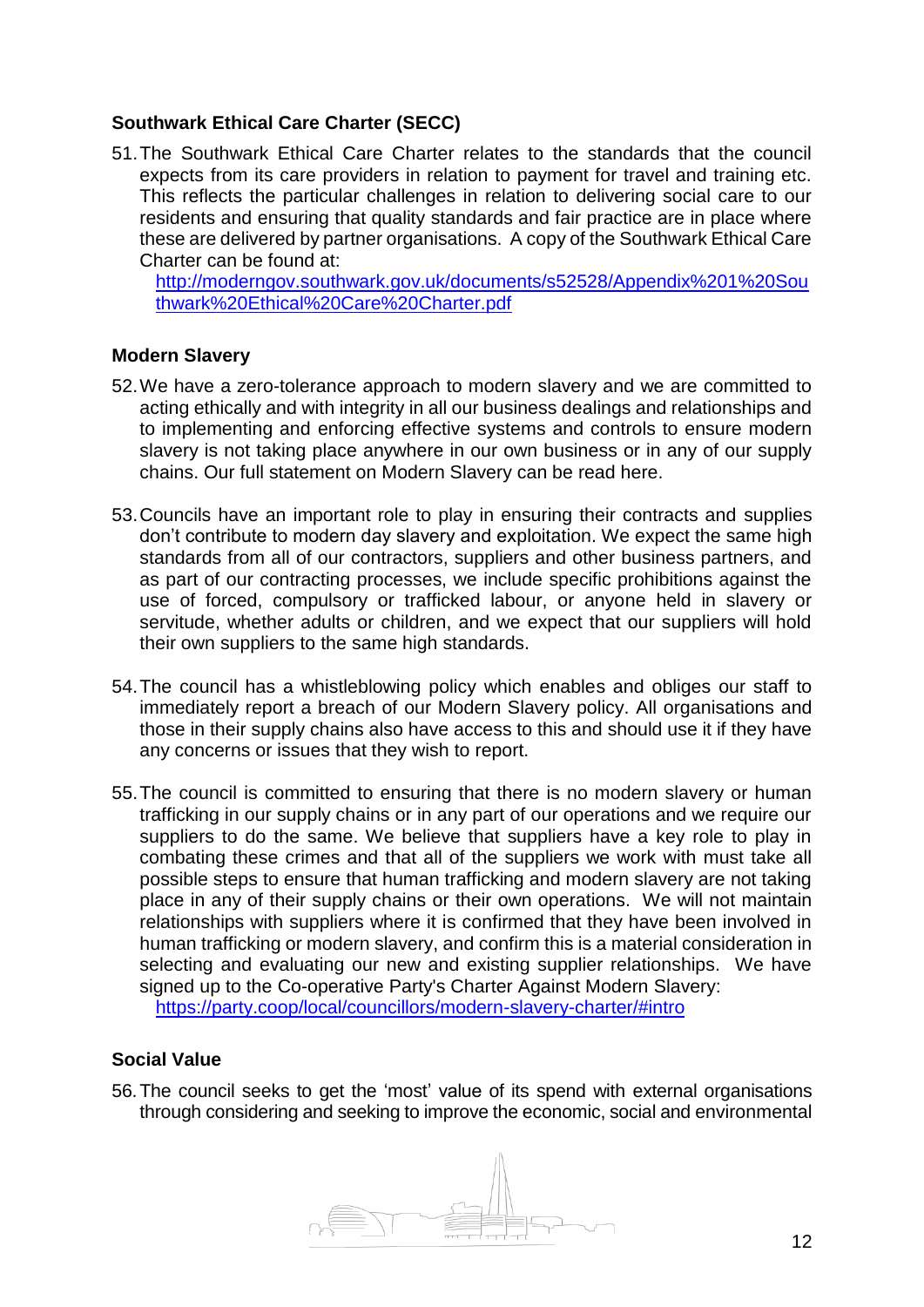### Southwark Ethical Care Charter (SECC)

51. The Southwark Ethical Care Charter relates to the standards that the council expects from its care providers in relation to payment for travel and training etc. This reflects the particular challenges in relation to delivering social care to our residents and ensuring that quality standards and fair practice are in place where these are delivered by partner organisations. A copy of the Southwark Ethical Care Charter can be found at:
   [http://moderngov.southwark.gov.uk/documents/s52528/Appendix%201%20Southwark%20Ethical%20Care%20Charter.pdf](http://moderngov.southwark.gov.uk/documents/s52528/Appendix%201%20Southwark%20Ethical%20Care%20Charter.pdf)

### Modern Slavery

52. We have a zero-tolerance approach to modern slavery and we are committed to acting ethically and with integrity in all our business dealings and relationships and to implementing and enforcing effective systems and controls to ensure modern slavery is not taking place anywhere in our own business or in any of our supply chains. Our full statement on Modern Slavery can be read here.

53. Councils have an important role to play in ensuring their contracts and supplies don't contribute to modern day slavery and exploitation. We expect the same high standards from all of our contractors, suppliers and other business partners, and as part of our contracting processes, we include specific prohibitions against the use of forced, compulsory or trafficked labour, or anyone held in slavery or servitude, whether adults or children, and we expect that our suppliers will hold their own suppliers to the same high standards.

54. The council has a whistleblowing policy which enables and obliges our staff to immediately report a breach of our Modern Slavery policy. All organisations and those in their supply chains also have access to this and should use it if they have any concerns or issues that they wish to report.

55. The council is committed to ensuring that there is no modern slavery or human trafficking in our supply chains or in any part of our operations and we require our suppliers to do the same. We believe that suppliers have a key role to play in combating these crimes and that all of the suppliers we work with must take all possible steps to ensure that human trafficking and modern slavery are not taking place in any of their supply chains or their own operations. We will not maintain relationships with suppliers where it is confirmed that they have been involved in human trafficking or modern slavery, and confirm this is a material consideration in selecting and evaluating our new and existing supplier relationships. We have signed up to the Co-operative Party's Charter Against Modern Slavery:
   [https://party.coop/local/councillors/modern-slavery-charter/#intro](https://party.coop/local/councillors/modern-slavery-charter/#intro)

### Social Value

56. The council seeks to get the 'most' value of its spend with external organisations through considering and seeking to improve the economic, social and environmental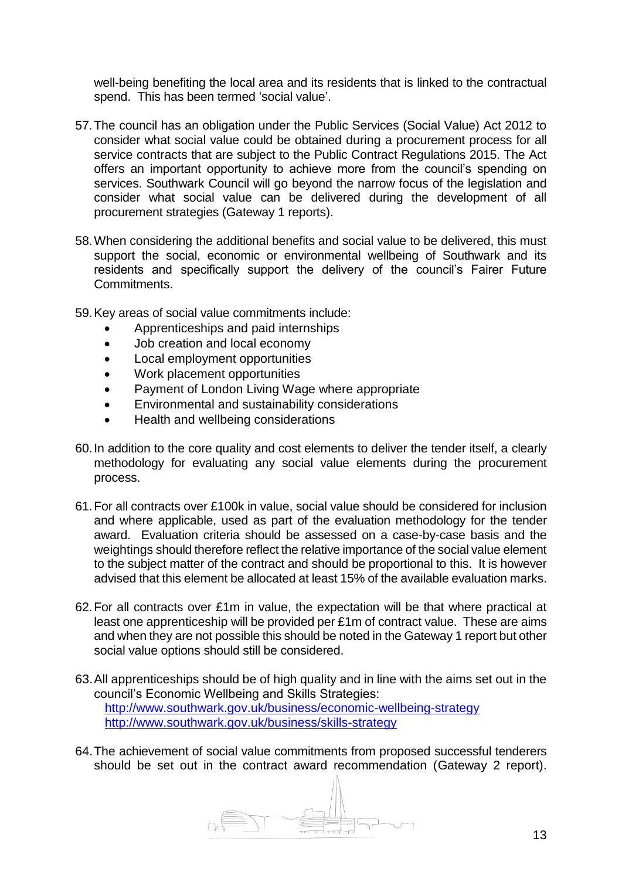well-being benefiting the local area and its residents that is linked to the contractual spend. This has been termed 'social value'.

57. The council has an obligation under the Public Services (Social Value) Act 2012 to consider what social value could be obtained during a procurement process for all service contracts that are subject to the Public Contract Regulations 2015. The Act offers an important opportunity to achieve more from the council's spending on services. Southwark Council will go beyond the narrow focus of the legislation and consider what social value can be delivered during the development of all procurement strategies (Gateway 1 reports).

58. When considering the additional benefits and social value to be delivered, this must support the social, economic or environmental wellbeing of Southwark and its residents and specifically support the delivery of the council's Fairer Future Commitments.

59. Key areas of social value commitments include:
    - Apprenticeships and paid internships
    - Job creation and local economy
    - Local employment opportunities
    - Work placement opportunities
    - Payment of London Living Wage where appropriate
    - Environmental and sustainability considerations
    - Health and wellbeing considerations

60. In addition to the core quality and cost elements to deliver the tender itself, a clearly methodology for evaluating any social value elements during the procurement process.

61. For all contracts over £100k in value, social value should be considered for inclusion and where applicable, used as part of the evaluation methodology for the tender award. Evaluation criteria should be assessed on a case-by-case basis and the weightings should therefore reflect the relative importance of the social value element to the subject matter of the contract and should be proportional to this. It is however advised that this element be allocated at least 15% of the available evaluation marks.

62. For all contracts over £1m in value, the expectation will be that where practical at least one apprenticeship will be provided per £1m of contract value. These are aims and when they are not possible this should be noted in the Gateway 1 report but other social value options should still be considered.

63. All apprenticeships should be of high quality and in line with the aims set out in the council's Economic Wellbeing and Skills Strategies:
    http://www.southwark.gov.uk/business/economic-wellbeing-strategy
    http://www.southwark.gov.uk/business/skills-strategy

64. The achievement of social value commitments from proposed successful tenderers should be set out in the contract award recommendation (Gateway 2 report).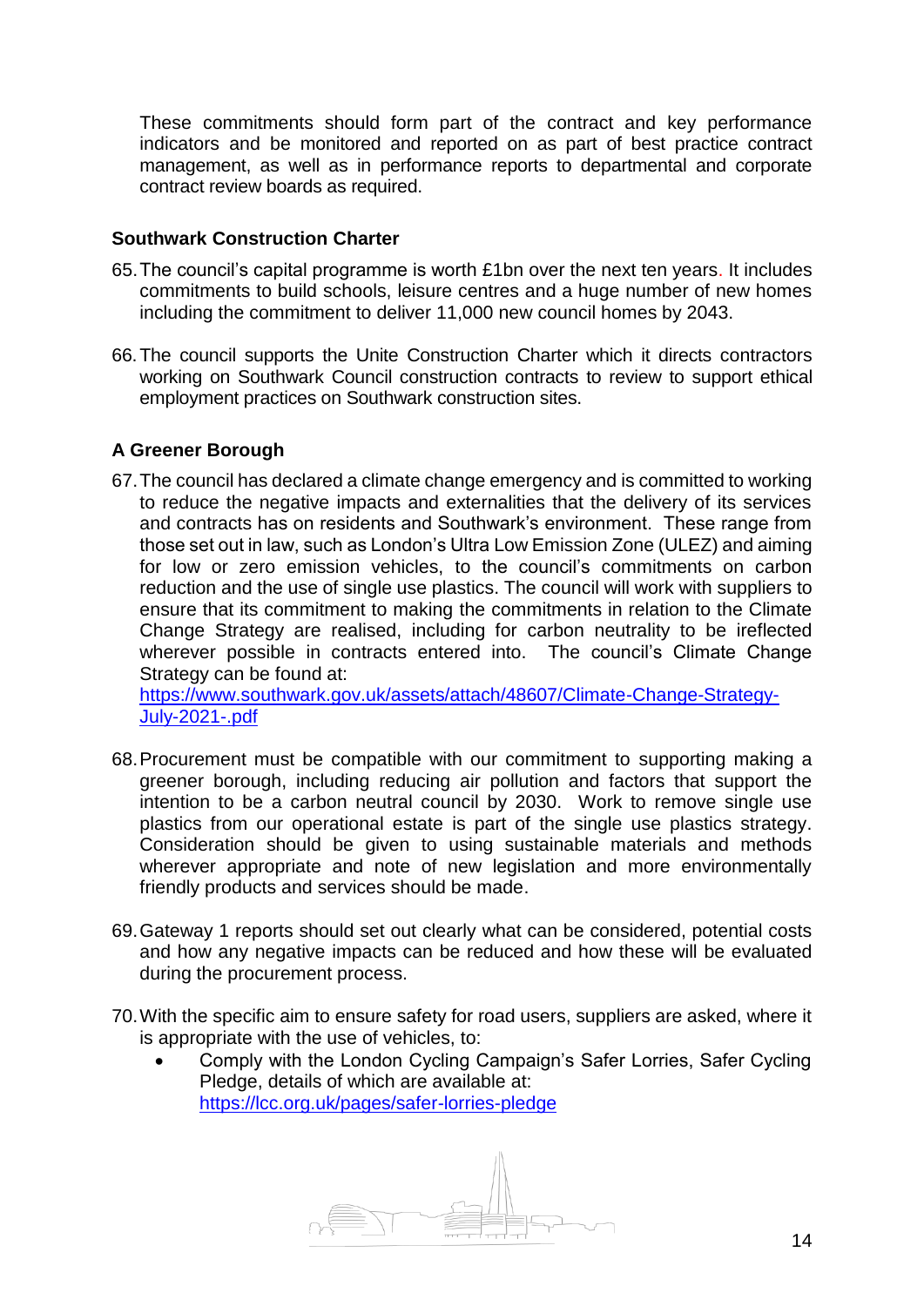These commitments should form part of the contract and key performance indicators and be monitored and reported on as part of best practice contract management, as well as in performance reports to departmental and corporate contract review boards as required.

**Southwark Construction Charter**

65. The council's capital programme is worth £1bn over the next ten years. It includes commitments to build schools, leisure centres and a huge number of new homes including the commitment to deliver 11,000 new council homes by 2043.

66. The council supports the Unite Construction Charter which it directs contractors working on Southwark Council construction contracts to review to support ethical employment practices on Southwark construction sites.

**A Greener Borough**

67. The council has declared a climate change emergency and is committed to working to reduce the negative impacts and externalities that the delivery of its services and contracts has on residents and Southwark's environment. These range from those set out in law, such as London's Ultra Low Emission Zone (ULEZ) and aiming for low or zero emission vehicles, to the council's commitments on carbon reduction and the use of single use plastics. The council will work with suppliers to ensure that its commitment to making the commitments in relation to the Climate Change Strategy are realised, including for carbon neutrality to be ireflected wherever possible in contracts entered into. The council's Climate Change Strategy can be found at: https://www.southwark.gov.uk/assets/attach/48607/Climate-Change-Strategy-July-2021-.pdf

68. Procurement must be compatible with our commitment to supporting making a greener borough, including reducing air pollution and factors that support the intention to be a carbon neutral council by 2030. Work to remove single use plastics from our operational estate is part of the single use plastics strategy. Consideration should be given to using sustainable materials and methods wherever appropriate and note of new legislation and more environmentally friendly products and services should be made.

69. Gateway 1 reports should set out clearly what can be considered, potential costs and how any negative impacts can be reduced and how these will be evaluated during the procurement process.

70. With the specific aim to ensure safety for road users, suppliers are asked, where it is appropriate with the use of vehicles, to:
    - Comply with the London Cycling Campaign's Safer Lorries, Safer Cycling Pledge, details of which are available at: https://lcc.org.uk/pages/safer-lorries-pledge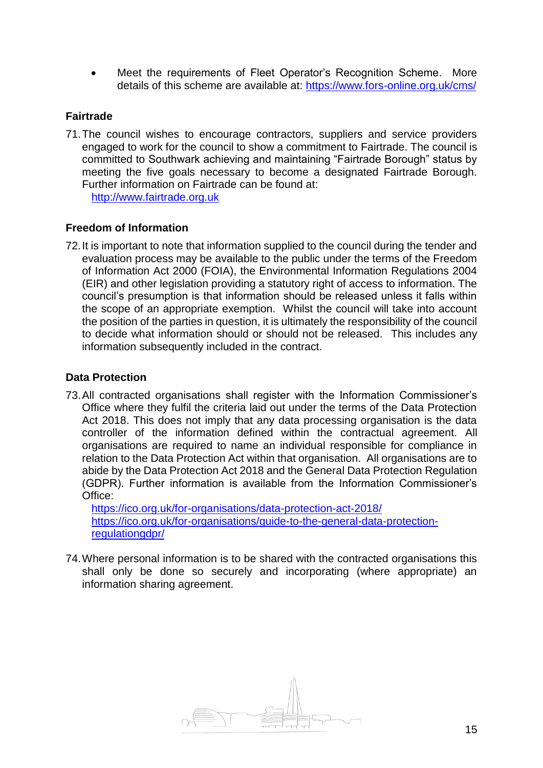- Meet the requirements of Fleet Operator's Recognition Scheme. More details of this scheme are available at: https://www.fors-online.org.uk/cms/

### Fairtrade

71. The council wishes to encourage contractors, suppliers and service providers engaged to work for the council to show a commitment to Fairtrade. The council is committed to Southwark achieving and maintaining "Fairtrade Borough" status by meeting the five goals necessary to become a designated Fairtrade Borough. Further information on Fairtrade can be found at: http://www.fairtrade.org.uk

### Freedom of Information

72. It is important to note that information supplied to the council during the tender and evaluation process may be available to the public under the terms of the Freedom of Information Act 2000 (FOIA), the Environmental Information Regulations 2004 (EIR) and other legislation providing a statutory right of access to information. The council's presumption is that information should be released unless it falls within the scope of an appropriate exemption. Whilst the council will take into account the position of the parties in question, it is ultimately the responsibility of the council to decide what information should or should not be released. This includes any information subsequently included in the contract.

### Data Protection

73. All contracted organisations shall register with the Information Commissioner's Office where they fulfil the criteria laid out under the terms of the Data Protection Act 2018. This does not imply that any data processing organisation is the data controller of the information defined within the contractual agreement. All organisations are required to name an individual responsible for compliance in relation to the Data Protection Act within that organisation. All organisations are to abide by the Data Protection Act 2018 and the General Data Protection Regulation (GDPR). Further information is available from the Information Commissioner's Office:
    https://ico.org.uk/for-organisations/data-protection-act-2018/
    https://ico.org.uk/for-organisations/guide-to-the-general-data-protection-regulationgdpr/

74. Where personal information is to be shared with the contracted organisations this shall only be done so securely and incorporating (where appropriate) an information sharing agreement.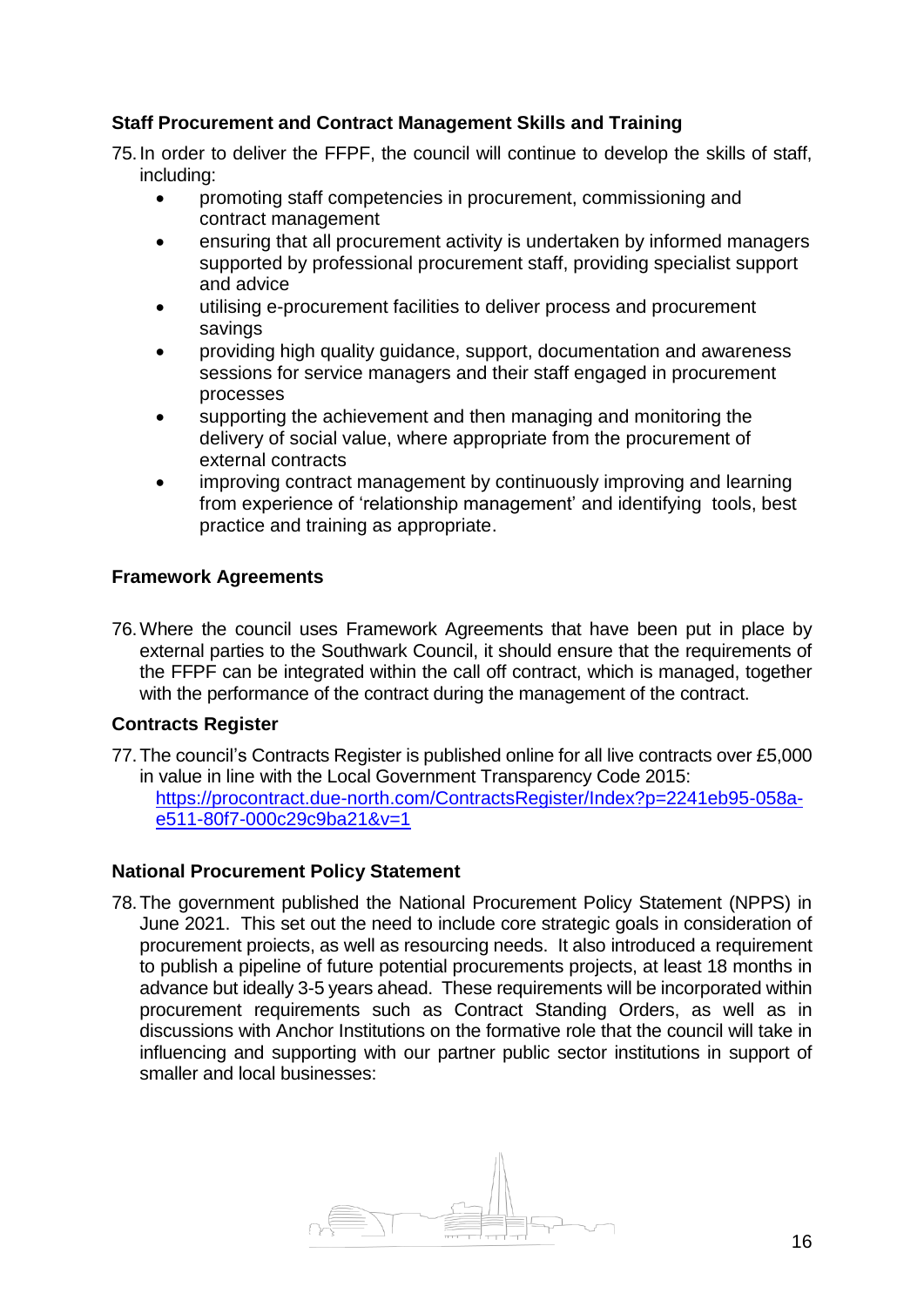### Staff Procurement and Contract Management Skills and Training

75. In order to deliver the FFPF, the council will continue to develop the skills of staff, including:
    - promoting staff competencies in procurement, commissioning and contract management
    - ensuring that all procurement activity is undertaken by informed managers supported by professional procurement staff, providing specialist support and advice
    - utilising e-procurement facilities to deliver process and procurement savings
    - providing high quality guidance, support, documentation and awareness sessions for service managers and their staff engaged in procurement processes
    - supporting the achievement and then managing and monitoring the delivery of social value, where appropriate from the procurement of external contracts
    - improving contract management by continuously improving and learning from experience of 'relationship management' and identifying tools, best practice and training as appropriate.

### Framework Agreements

76. Where the council uses Framework Agreements that have been put in place by external parties to the Southwark Council, it should ensure that the requirements of the FFPF can be integrated within the call off contract, which is managed, together with the performance of the contract during the management of the contract.

### Contracts Register

77. The council's Contracts Register is published online for all live contracts over £5,000 in value in line with the Local Government Transparency Code 2015: [https://procontract.due-north.com/ContractsRegister/Index?p=2241eb95-058a-e511-80f7-000c29c9ba21&v=1](https://procontract.due-north.com/ContractsRegister/Index?p=2241eb95-058a-e511-80f7-000c29c9ba21&v=1)

### National Procurement Policy Statement

78. The government published the National Procurement Policy Statement (NPPS) in June 2021. This set out the need to include core strategic goals in consideration of procurement projects, as well as resourcing needs. It also introduced a requirement to publish a pipeline of future potential procurements projects, at least 18 months in advance but ideally 3-5 years ahead. These requirements will be incorporated within procurement requirements such as Contract Standing Orders, as well as in discussions with Anchor Institutions on the formative role that the council will take in influencing and supporting with our partner public sector institutions in support of smaller and local businesses: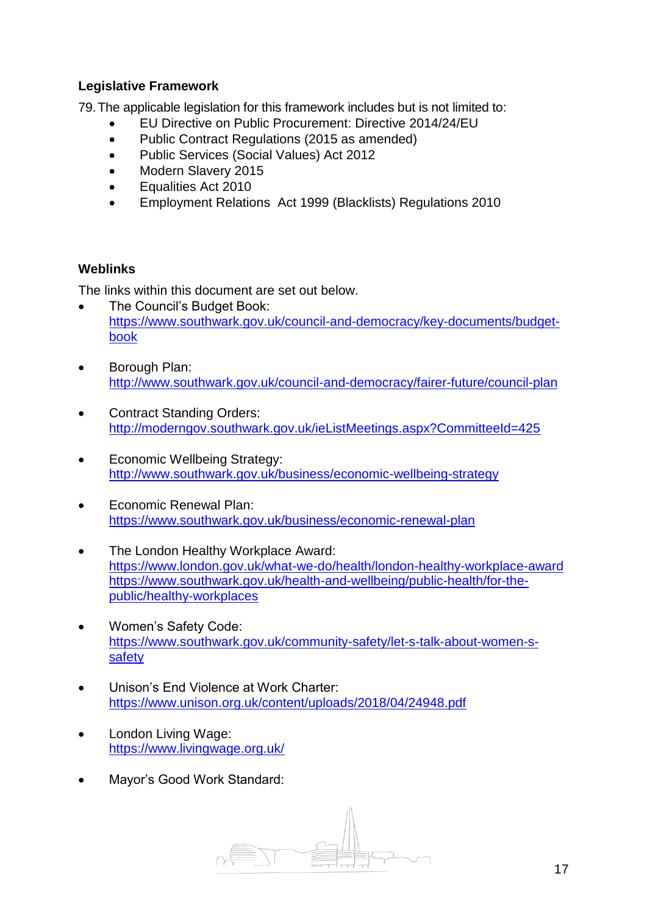**Legislative Framework**

79. The applicable legislation for this framework includes but is not limited to:
    - EU Directive on Public Procurement: Directive 2014/24/EU
    - Public Contract Regulations (2015 as amended)
    - Public Services (Social Values) Act 2012
    - Modern Slavery 2015
    - Equalities Act 2010
    - Employment Relations  Act 1999 (Blacklists) Regulations 2010

**Weblinks**

The links within this document are set out below.

- The Council's Budget Book:
  https://www.southwark.gov.uk/council-and-democracy/key-documents/budget-book

- Borough Plan:
  http://www.southwark.gov.uk/council-and-democracy/fairer-future/council-plan

- Contract Standing Orders:
  http://moderngov.southwark.gov.uk/ieListMeetings.aspx?CommitteeId=425

- Economic Wellbeing Strategy:
  http://www.southwark.gov.uk/business/economic-wellbeing-strategy

- Economic Renewal Plan:
  https://www.southwark.gov.uk/business/economic-renewal-plan

- The London Healthy Workplace Award:
  https://www.london.gov.uk/what-we-do/health/london-healthy-workplace-award
  https://www.southwark.gov.uk/health-and-wellbeing/public-health/for-the-public/healthy-workplaces

- Women's Safety Code:
  https://www.southwark.gov.uk/community-safety/let-s-talk-about-women-s-safety

- Unison's End Violence at Work Charter:
  https://www.unison.org.uk/content/uploads/2018/04/24948.pdf

- London Living Wage:
  https://www.livingwage.org.uk/

- Mayor's Good Work Standard: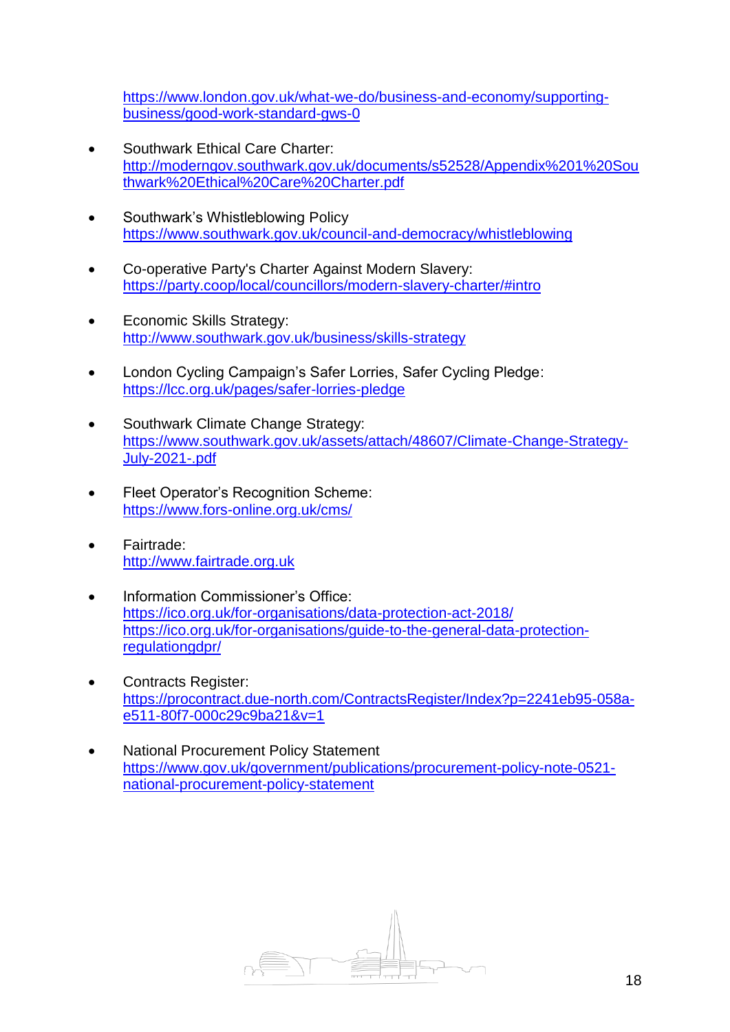https://www.london.gov.uk/what-we-do/business-and-economy/supporting-business/good-work-standard-gws-0

- Southwark Ethical Care Charter: http://moderngov.southwark.gov.uk/documents/s52528/Appendix%201%20Southwark%20Ethical%20Care%20Charter.pdf

- Southwark's Whistleblowing Policy https://www.southwark.gov.uk/council-and-democracy/whistleblowing

- Co-operative Party's Charter Against Modern Slavery: https://party.coop/local/councillors/modern-slavery-charter/#intro

- Economic Skills Strategy: http://www.southwark.gov.uk/business/skills-strategy

- London Cycling Campaign's Safer Lorries, Safer Cycling Pledge: https://lcc.org.uk/pages/safer-lorries-pledge

- Southwark Climate Change Strategy: https://www.southwark.gov.uk/assets/attach/48607/Climate-Change-Strategy-July-2021-.pdf

- Fleet Operator's Recognition Scheme: https://www.fors-online.org.uk/cms/

- Fairtrade: http://www.fairtrade.org.uk

- Information Commissioner's Office: https://ico.org.uk/for-organisations/data-protection-act-2018/ https://ico.org.uk/for-organisations/guide-to-the-general-data-protection-regulationgdpr/

- Contracts Register: https://procontract.due-north.com/ContractsRegister/Index?p=2241eb95-058a-e511-80f7-000c29c9ba21&v=1

- National Procurement Policy Statement https://www.gov.uk/government/publications/procurement-policy-note-0521-national-procurement-policy-statement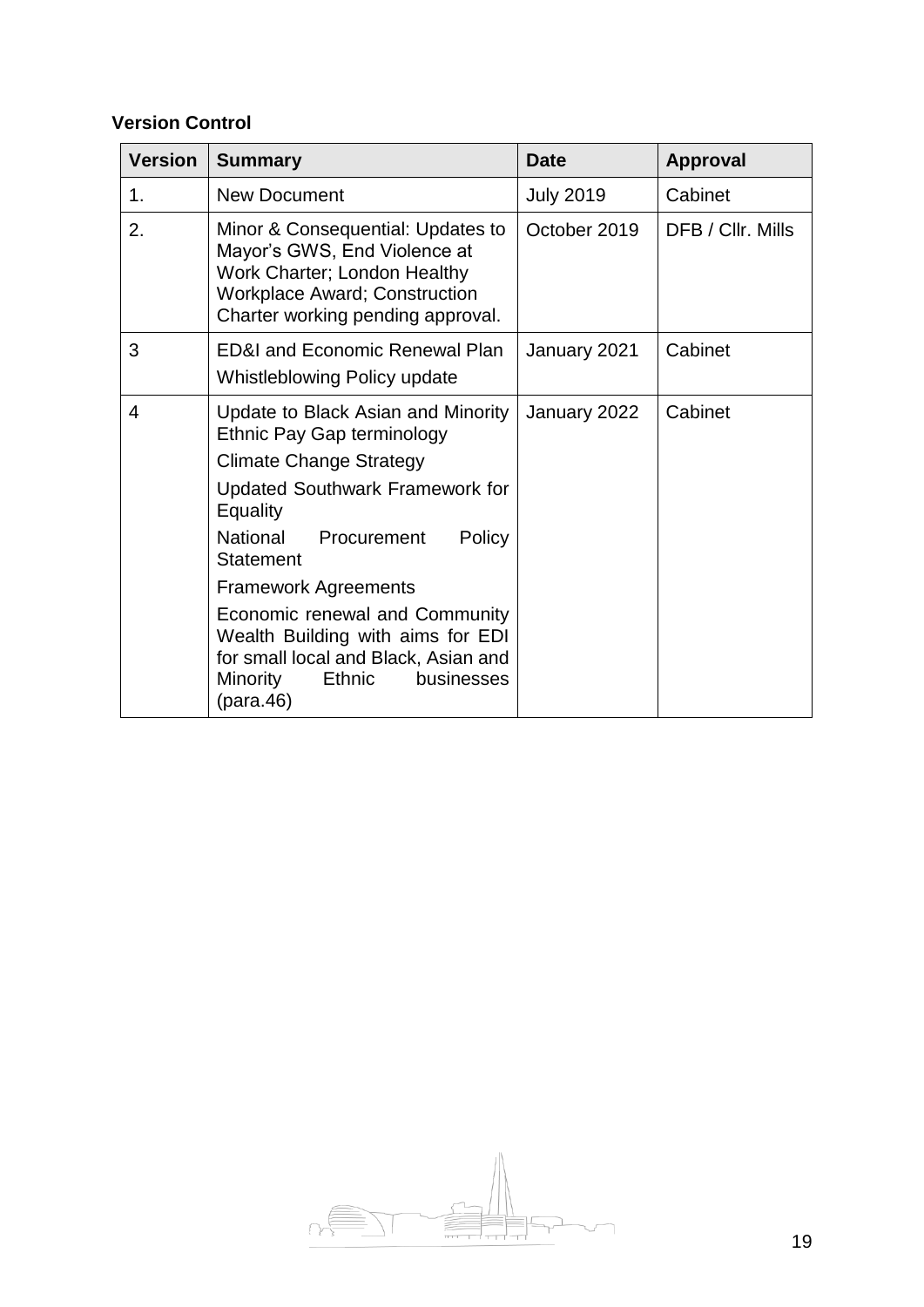**Version Control**

| Version | Summary | Date | Approval |
| --- | --- | --- | --- |
| 1. | New Document | July 2019 | Cabinet |
| 2. | Minor & Consequential: Updates to Mayor's GWS, End Violence at Work Charter; London Healthy Workplace Award; Construction Charter working pending approval. | October 2019 | DFB / Cllr. Mills |
| 3 | ED&I and Economic Renewal Plan<br>Whistleblowing Policy update | January 2021 | Cabinet |
| 4 | Update to Black Asian and Minority Ethnic Pay Gap terminology<br>Climate Change Strategy<br>Updated Southwark Framework for Equality<br>National Procurement Policy Statement<br>Framework Agreements<br>Economic renewal and Community Wealth Building with aims for EDI for small local and Black, Asian and Minority Ethnic businesses (para.46) | January 2022 | Cabinet |